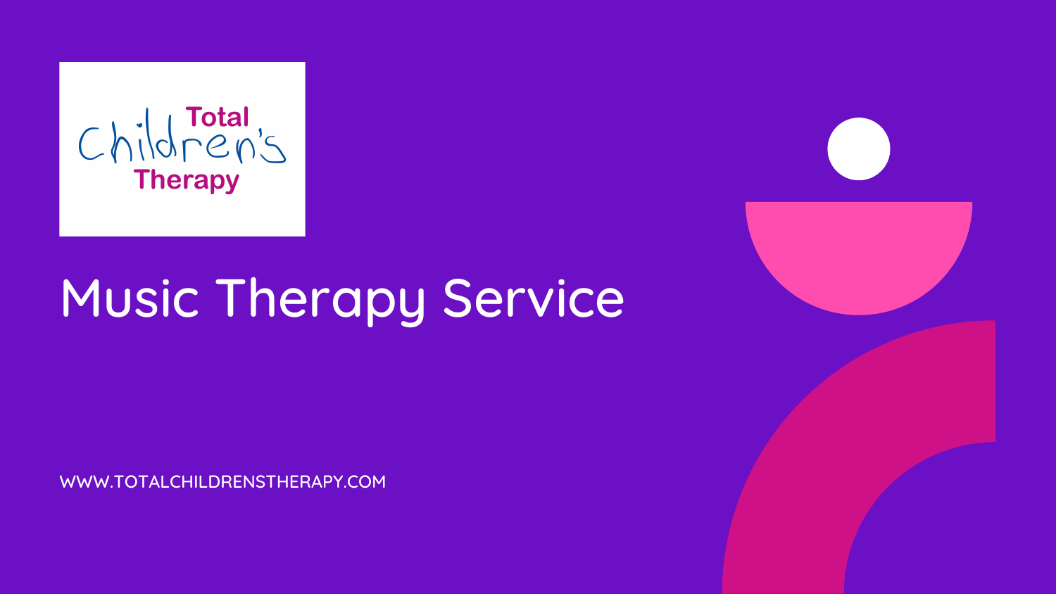Total Children's Therapy

# Music Therapy Service

WWW.TOTALCHILDRENSTHERAPY.COM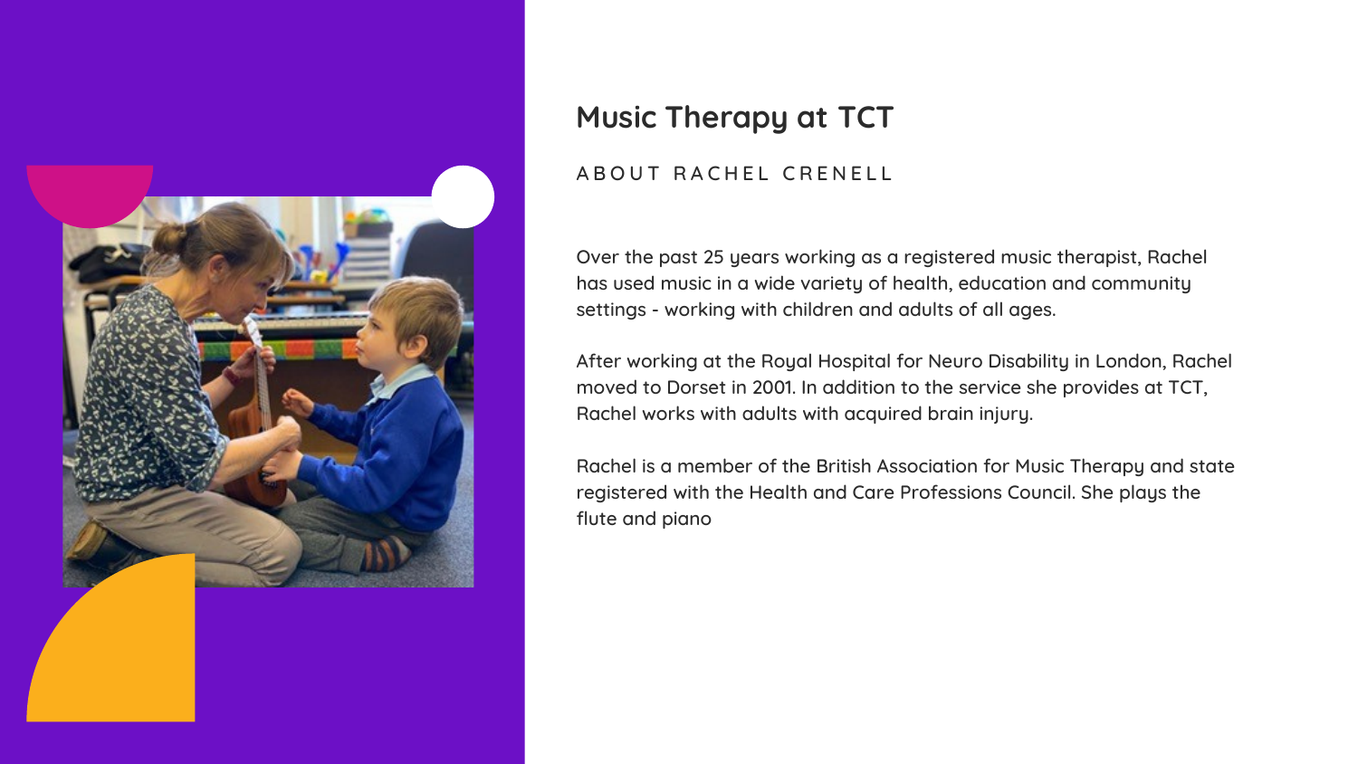## Music Therapy at TCT

ABOUT RACHEL CRENELL

Over the past 25 years working as a registered music therapist, Rachel has used music in a wide variety of health, education and community settings - working with children and adults of all ages.

After working at the Royal Hospital for Neuro Disability in London, Rachel moved to Dorset in 2001. In addition to the service she provides at TCT, Rachel works with adults with acquired brain injury.

Rachel is a member of the British Association for Music Therapy and state registered with the Health and Care Professions Council. She plays the flute and piano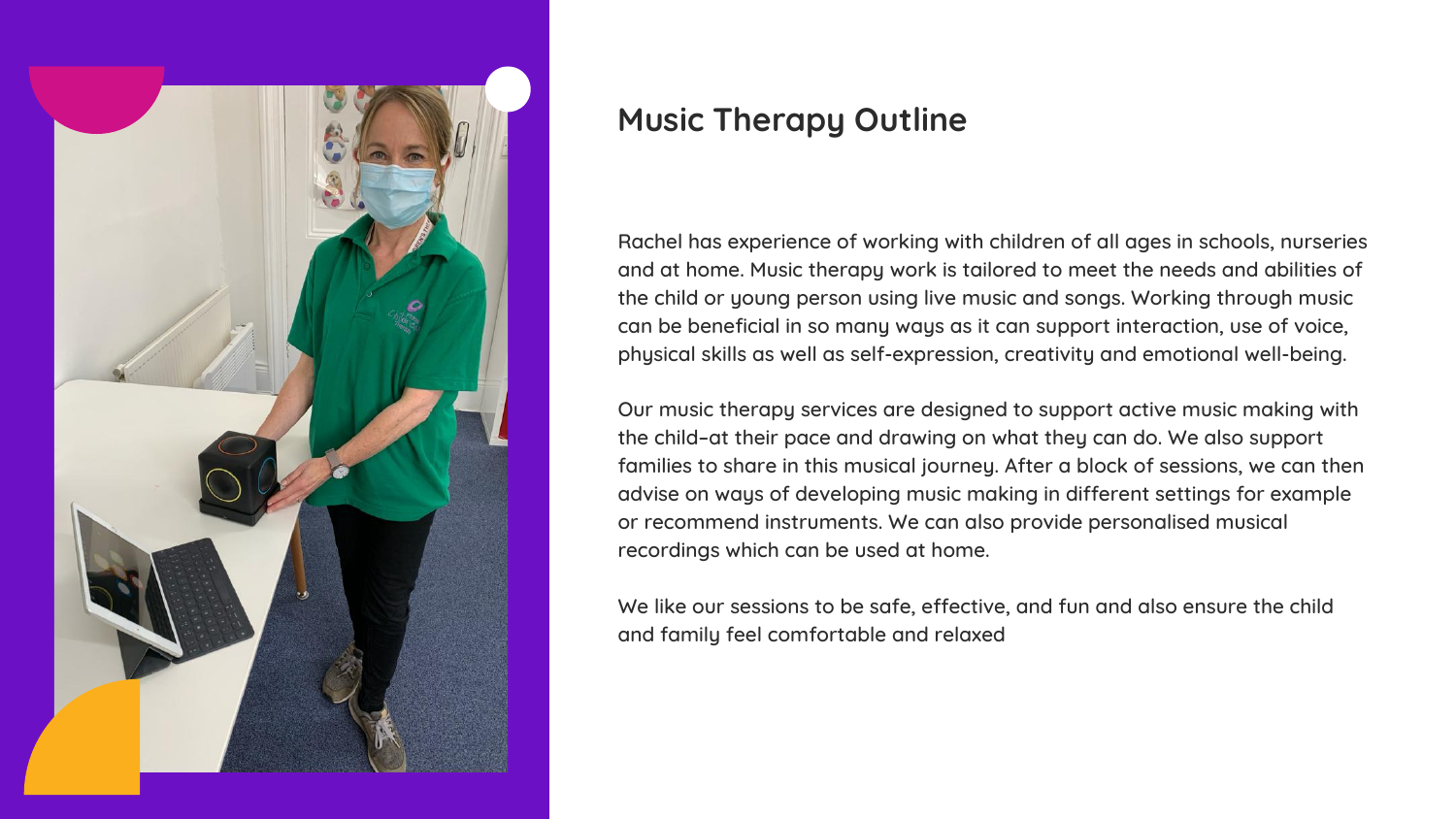## Music Therapy Outline

Rachel has experience of working with children of all ages in schools, nurseries and at home. Music therapy work is tailored to meet the needs and abilities of the child or young person using live music and songs. Working through music can be beneficial in so many ways as it can support interaction, use of voice, physical skills as well as self-expression, creativity and emotional well-being.

Our music therapy services are designed to support active music making with the child–at their pace and drawing on what they can do. We also support families to share in this musical journey. After a block of sessions, we can then advise on ways of developing music making in different settings for example or recommend instruments. We can also provide personalised musical recordings which can be used at home.

We like our sessions to be safe, effective, and fun and also ensure the child and family feel comfortable and relaxed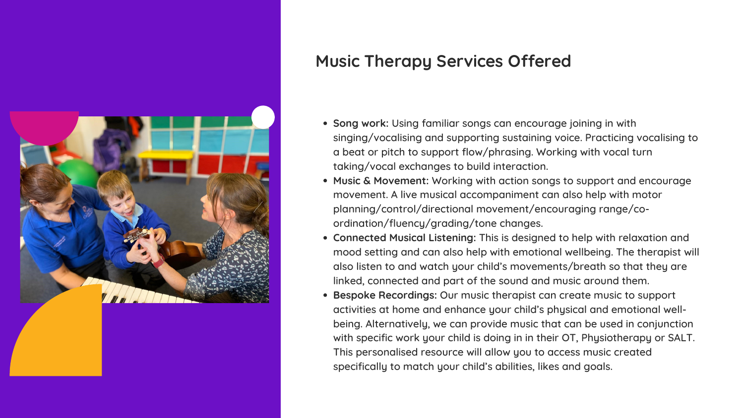## Music Therapy Services Offered

- **Song work:** Using familiar songs can encourage joining in with singing/vocalising and supporting sustaining voice. Practicing vocalising to a beat or pitch to support flow/phrasing. Working with vocal turn taking/vocal exchanges to build interaction.
- **Music & Movement:** Working with action songs to support and encourage movement. A live musical accompaniment can also help with motor planning/control/directional movement/encouraging range/co-ordination/fluency/grading/tone changes.
- **Connected Musical Listening:** This is designed to help with relaxation and mood setting and can also help with emotional wellbeing. The therapist will also listen to and watch your child's movements/breath so that they are linked, connected and part of the sound and music around them.
- **Bespoke Recordings:** Our music therapist can create music to support activities at home and enhance your child's physical and emotional well-being. Alternatively, we can provide music that can be used in conjunction with specific work your child is doing in in their OT, Physiotherapy or SALT. This personalised resource will allow you to access music created specifically to match your child's abilities, likes and goals.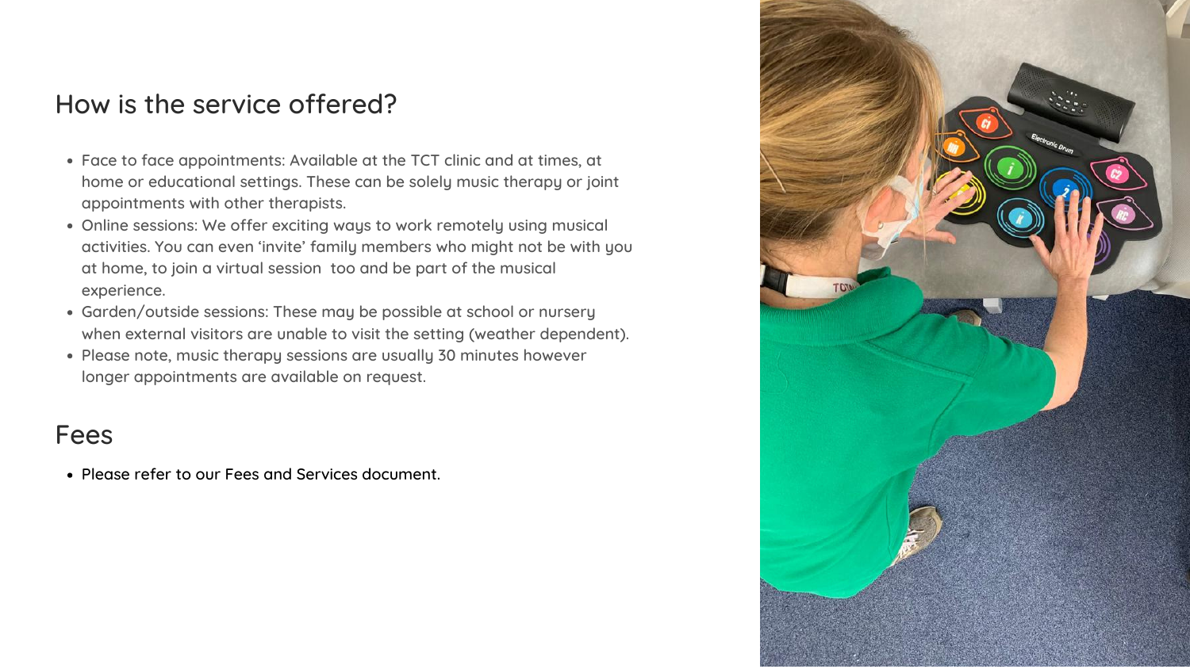## How is the service offered?

- Face to face appointments: Available at the TCT clinic and at times, at home or educational settings. These can be solely music therapy or joint appointments with other therapists.
- Online sessions: We offer exciting ways to work remotely using musical activities. You can even 'invite' family members who might not be with you at home, to join a virtual session  too and be part of the musical experience.
- Garden/outside sessions: These may be possible at school or nursery when external visitors are unable to visit the setting (weather dependent).
- Please note, music therapy sessions are usually 30 minutes however longer appointments are available on request.

## Fees

- Please refer to our Fees and Services document.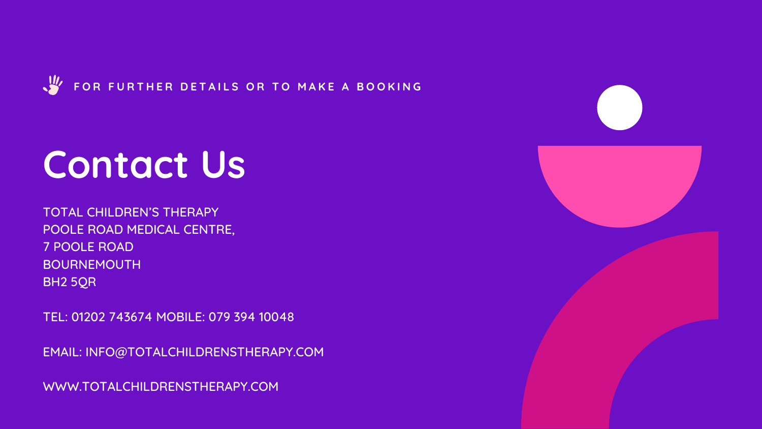FOR FURTHER DETAILS OR TO MAKE A BOOKING

# Contact Us

TOTAL CHILDREN'S THERAPY
POOLE ROAD MEDICAL CENTRE,
7 POOLE ROAD
BOURNEMOUTH
BH2 5QR

TEL: 01202 743674 MOBILE: 079 394 10048

EMAIL: INFO@TOTALCHILDRENSTHERAPY.COM

WWW.TOTALCHILDRENSTHERAPY.COM